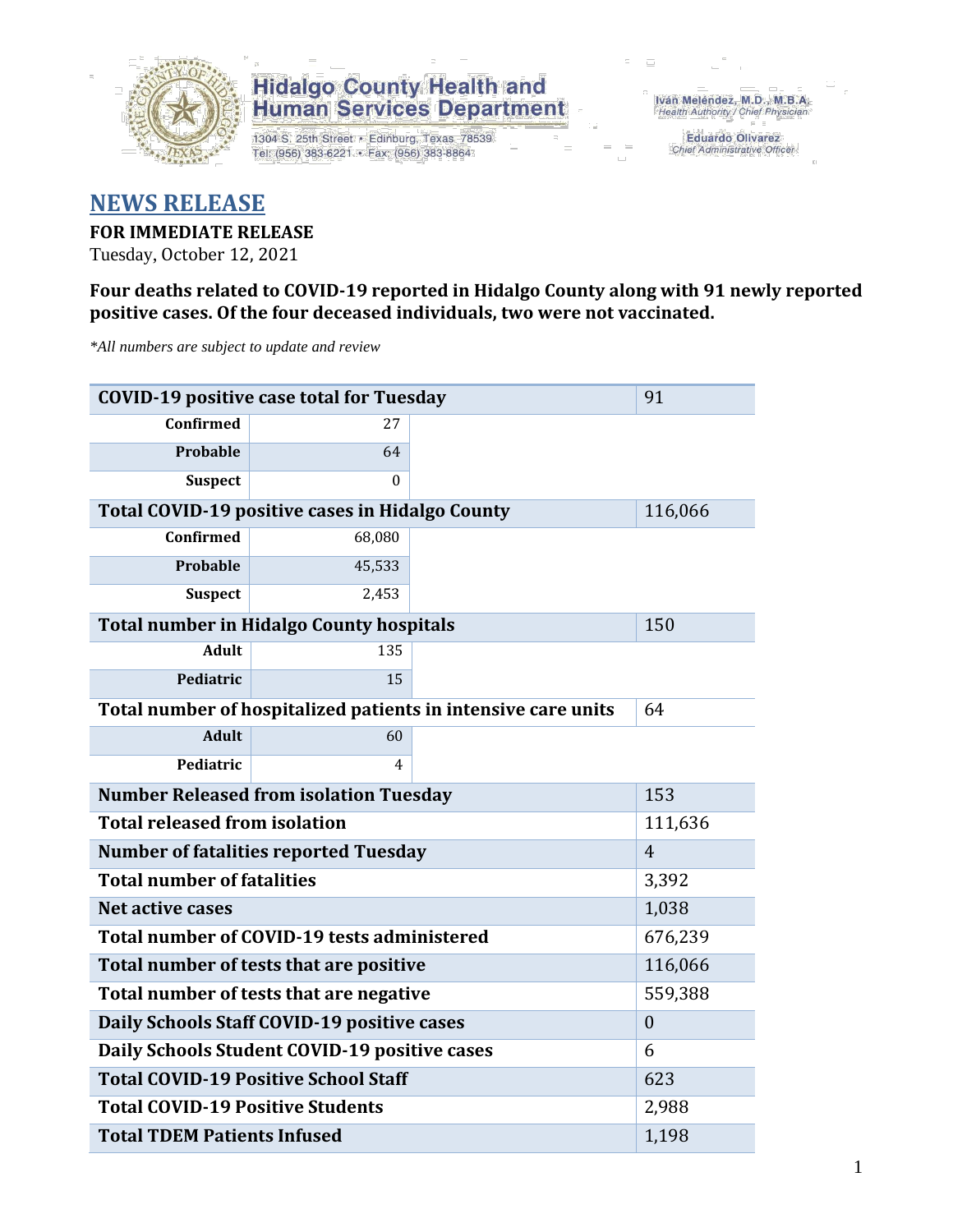Hidalgo County Health and Human Services Department

1304 S. 25th Street • Edinburg, Texas 78539
Tel: (956) 383-6221 • Fax: (956) 383-8864

Iván Meléndez, M.D., M.B.A.
Health Authority / Chief Physician

Eduardo Olivarez
Chief Administrative Officer

# NEWS RELEASE

**FOR IMMEDIATE RELEASE**

Tuesday, October 12, 2021

**Four deaths related to COVID-19 reported in Hidalgo County along with 91 newly reported positive cases. Of the four deceased individuals, two were not vaccinated.**

*\*All numbers are subject to update and review*

| | | |
|---|---|---|
| **COVID-19 positive case total for Tuesday** | | 91 |
| **Confirmed** | 27 | |
| **Probable** | 64 | |
| **Suspect** | 0 | |
| **Total COVID-19 positive cases in Hidalgo County** | | 116,066 |
| **Confirmed** | 68,080 | |
| **Probable** | 45,533 | |
| **Suspect** | 2,453 | |
| **Total number in Hidalgo County hospitals** | | 150 |
| **Adult** | 135 | |
| **Pediatric** | 15 | |
| **Total number of hospitalized patients in intensive care units** | | 64 |
| **Adult** | 60 | |
| **Pediatric** | 4 | |
| **Number Released from isolation Tuesday** | | 153 |
| **Total released from isolation** | | 111,636 |
| **Number of fatalities reported Tuesday** | | 4 |
| **Total number of fatalities** | | 3,392 |
| **Net active cases** | | 1,038 |
| **Total number of COVID-19 tests administered** | | 676,239 |
| **Total number of tests that are positive** | | 116,066 |
| **Total number of tests that are negative** | | 559,388 |
| **Daily Schools Staff COVID-19 positive cases** | | 0 |
| **Daily Schools Student COVID-19 positive cases** | | 6 |
| **Total COVID-19 Positive School Staff** | | 623 |
| **Total COVID-19 Positive Students** | | 2,988 |
| **Total TDEM Patients Infused** | | 1,198 |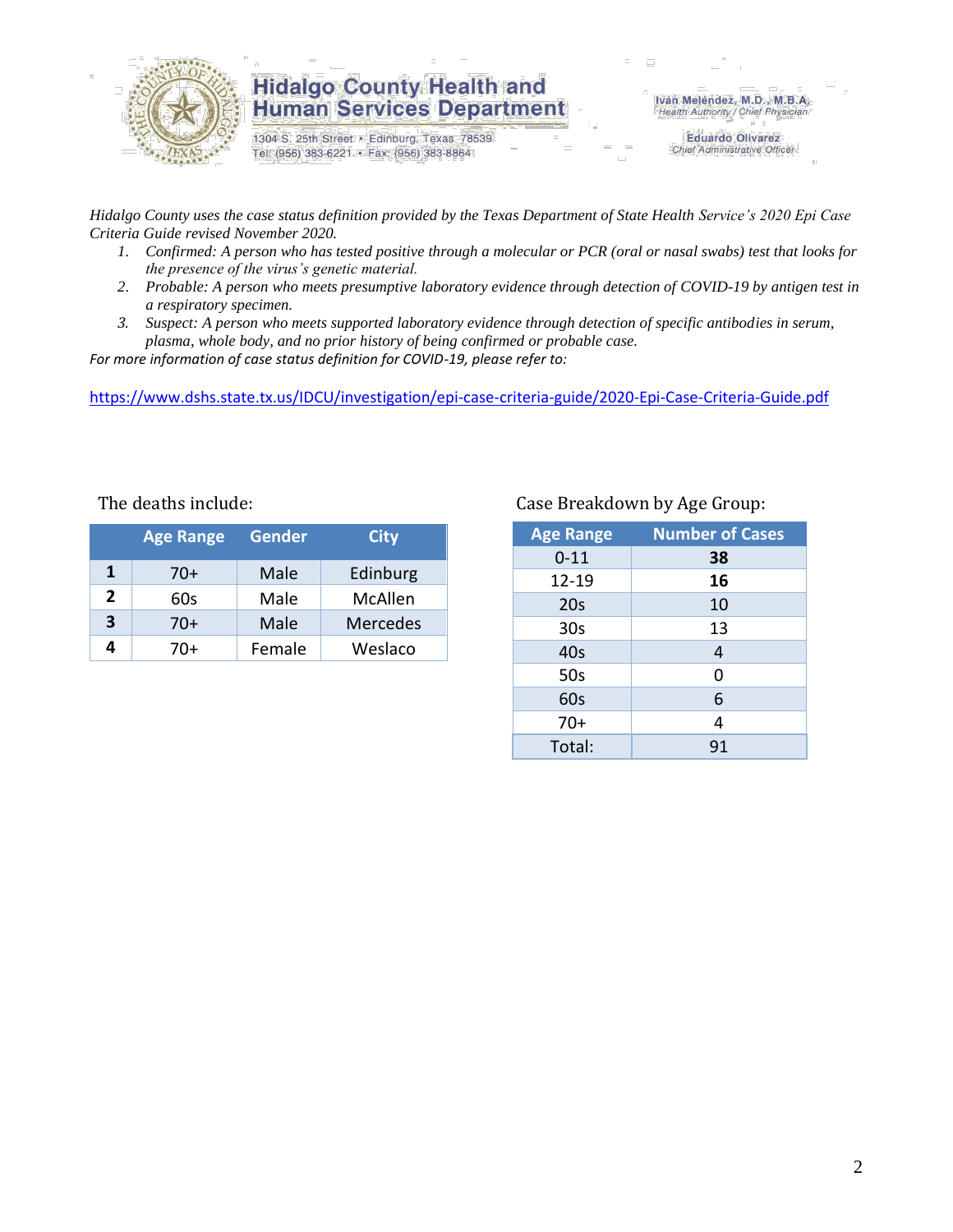# Hidalgo County Health and Human Services Department

1304 S. 25th Street • Edinburg, Texas 78539
Tel: (956) 383-6221 • Fax: (956) 383-8864

Iván Meléndez, M.D., M.B.A.
*Health Authority / Chief Physician*

Eduardo Olivarez
*Chief Administrative Officer*

*Hidalgo County uses the case status definition provided by the Texas Department of State Health Service's 2020 Epi Case Criteria Guide revised November 2020.*

1. *Confirmed: A person who has tested positive through a molecular or PCR (oral or nasal swabs) test that looks for the presence of the virus's genetic material.*
2. *Probable: A person who meets presumptive laboratory evidence through detection of COVID-19 by antigen test in a respiratory specimen.*
3. *Suspect: A person who meets supported laboratory evidence through detection of specific antibodies in serum, plasma, whole body, and no prior history of being confirmed or probable case.*

*For more information of case status definition for COVID-19, please refer to:*

https://www.dshs.state.tx.us/IDCU/investigation/epi-case-criteria-guide/2020-Epi-Case-Criteria-Guide.pdf

The deaths include:

| | Age Range | Gender | City |
|---|---|---|---|
| **1** | 70+ | Male | Edinburg |
| **2** | 60s | Male | McAllen |
| **3** | 70+ | Male | Mercedes |
| **4** | 70+ | Female | Weslaco |

Case Breakdown by Age Group:

| Age Range | Number of Cases |
|---|---|
| 0-11 | **38** |
| 12-19 | **16** |
| 20s | 10 |
| 30s | 13 |
| 40s | 4 |
| 50s | 0 |
| 60s | 6 |
| 70+ | 4 |
| Total: | 91 |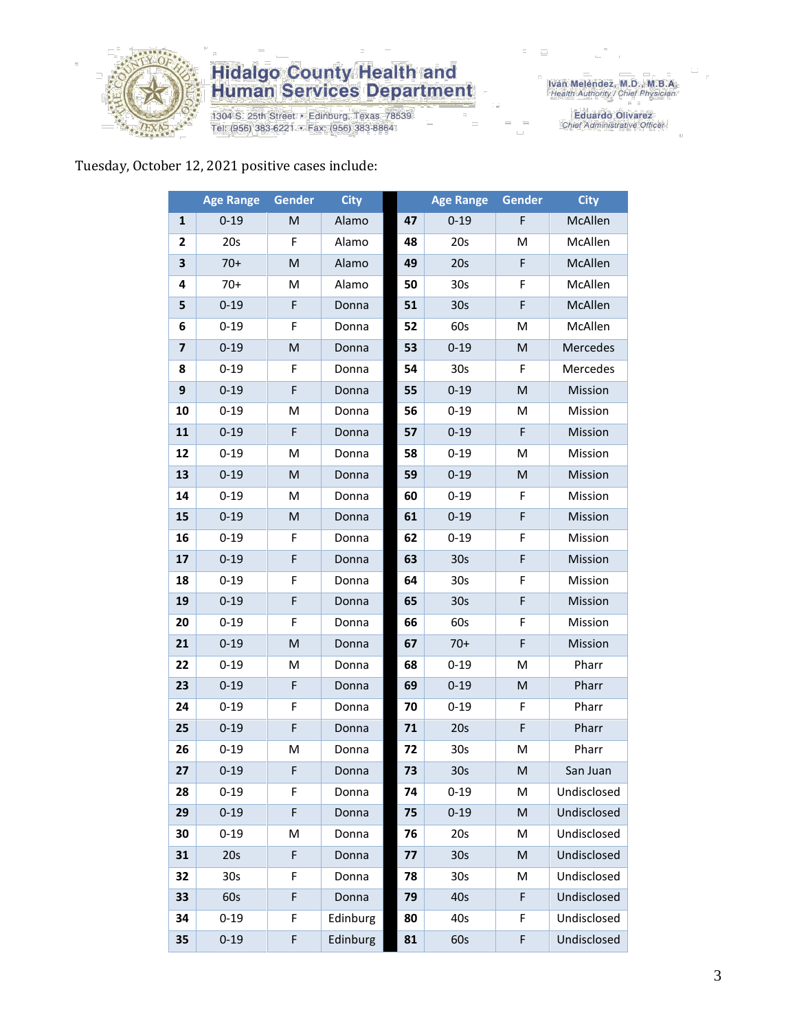# Hidalgo County Health and Human Services Department

1304 S. 25th Street • Edinburg, Texas 78539
Tel: (956) 383-6221 • Fax: (956) 383-8864

Iván Meléndez, M.D., M.B.A.
*Health Authority / Chief Physician*

Eduardo Olivarez
*Chief Administrative Officer*

Tuesday, October 12, 2021 positive cases include:

| | Age Range | Gender | City | | Age Range | Gender | City |
|---|---|---|---|---|---|---|---|
| **1** | 0-19 | M | Alamo | **47** | 0-19 | F | McAllen |
| **2** | 20s | F | Alamo | **48** | 20s | M | McAllen |
| **3** | 70+ | M | Alamo | **49** | 20s | F | McAllen |
| **4** | 70+ | M | Alamo | **50** | 30s | F | McAllen |
| **5** | 0-19 | F | Donna | **51** | 30s | F | McAllen |
| **6** | 0-19 | F | Donna | **52** | 60s | M | McAllen |
| **7** | 0-19 | M | Donna | **53** | 0-19 | M | Mercedes |
| **8** | 0-19 | F | Donna | **54** | 30s | F | Mercedes |
| **9** | 0-19 | F | Donna | **55** | 0-19 | M | Mission |
| **10** | 0-19 | M | Donna | **56** | 0-19 | M | Mission |
| **11** | 0-19 | F | Donna | **57** | 0-19 | F | Mission |
| **12** | 0-19 | M | Donna | **58** | 0-19 | M | Mission |
| **13** | 0-19 | M | Donna | **59** | 0-19 | M | Mission |
| **14** | 0-19 | M | Donna | **60** | 0-19 | F | Mission |
| **15** | 0-19 | M | Donna | **61** | 0-19 | F | Mission |
| **16** | 0-19 | F | Donna | **62** | 0-19 | F | Mission |
| **17** | 0-19 | F | Donna | **63** | 30s | F | Mission |
| **18** | 0-19 | F | Donna | **64** | 30s | F | Mission |
| **19** | 0-19 | F | Donna | **65** | 30s | F | Mission |
| **20** | 0-19 | F | Donna | **66** | 60s | F | Mission |
| **21** | 0-19 | M | Donna | **67** | 70+ | F | Mission |
| **22** | 0-19 | M | Donna | **68** | 0-19 | M | Pharr |
| **23** | 0-19 | F | Donna | **69** | 0-19 | M | Pharr |
| **24** | 0-19 | F | Donna | **70** | 0-19 | F | Pharr |
| **25** | 0-19 | F | Donna | **71** | 20s | F | Pharr |
| **26** | 0-19 | M | Donna | **72** | 30s | M | Pharr |
| **27** | 0-19 | F | Donna | **73** | 30s | M | San Juan |
| **28** | 0-19 | F | Donna | **74** | 0-19 | M | Undisclosed |
| **29** | 0-19 | F | Donna | **75** | 0-19 | M | Undisclosed |
| **30** | 0-19 | M | Donna | **76** | 20s | M | Undisclosed |
| **31** | 20s | F | Donna | **77** | 30s | M | Undisclosed |
| **32** | 30s | F | Donna | **78** | 30s | M | Undisclosed |
| **33** | 60s | F | Donna | **79** | 40s | F | Undisclosed |
| **34** | 0-19 | F | Edinburg | **80** | 40s | F | Undisclosed |
| **35** | 0-19 | F | Edinburg | **81** | 60s | F | Undisclosed |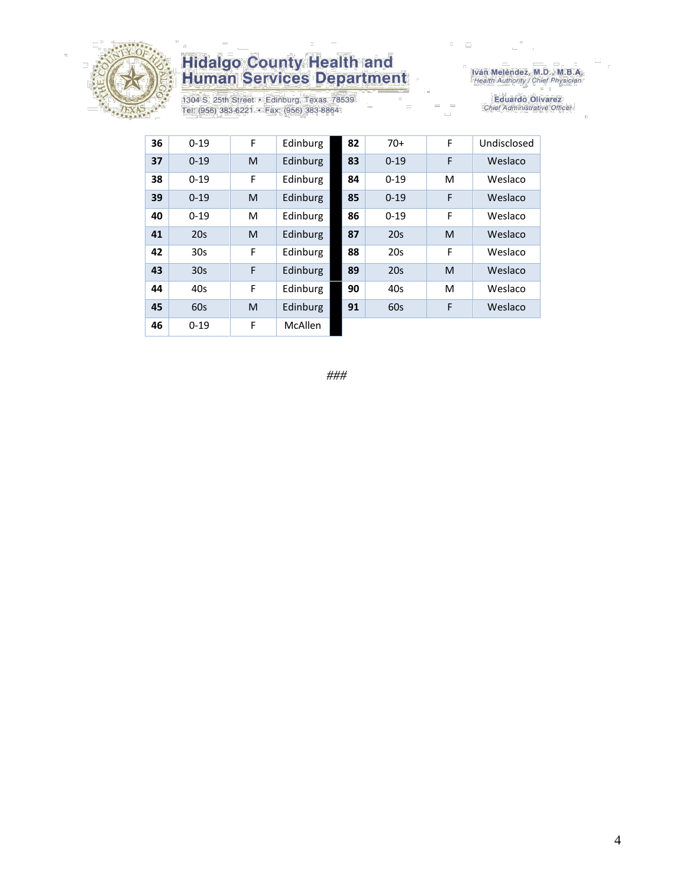| | | | | | | | |
|---|---|---|---|---|---|---|---|
| **36** | 0-19 | F | Edinburg | **82** | 70+ | F | Undisclosed |
| **37** | 0-19 | M | Edinburg | **83** | 0-19 | F | Weslaco |
| **38** | 0-19 | F | Edinburg | **84** | 0-19 | M | Weslaco |
| **39** | 0-19 | M | Edinburg | **85** | 0-19 | F | Weslaco |
| **40** | 0-19 | M | Edinburg | **86** | 0-19 | F | Weslaco |
| **41** | 20s | M | Edinburg | **87** | 20s | M | Weslaco |
| **42** | 30s | F | Edinburg | **88** | 20s | F | Weslaco |
| **43** | 30s | F | Edinburg | **89** | 20s | M | Weslaco |
| **44** | 40s | F | Edinburg | **90** | 40s | M | Weslaco |
| **45** | 60s | M | Edinburg | **91** | 60s | F | Weslaco |
| **46** | 0-19 | F | McAllen | | | | |

###